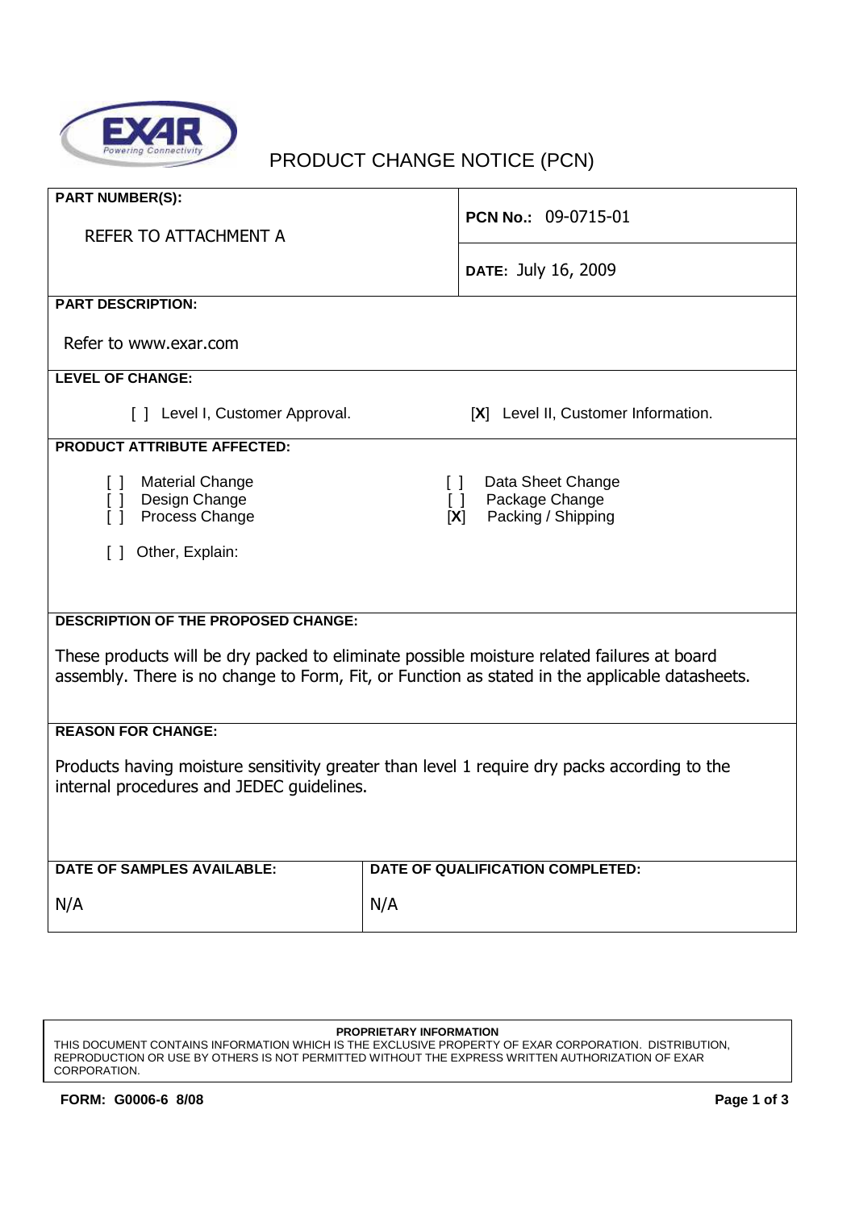# PRODUCT CHANGE NOTICE (PCN)

| **PART NUMBER(S):** | |
|---|---|
| REFER TO ATTACHMENT A | **PCN No.:** 09-0715-01 |
| | **DATE:** July 16, 2009 |

**PART DESCRIPTION:**

Refer to www.exar.com

**LEVEL OF CHANGE:**

[ ] Level I, Customer Approval.  [X] Level II, Customer Information.

**PRODUCT ATTRIBUTE AFFECTED:**

[ ] Material Change  
[ ] Design Change  
[ ] Process Change  
[ ] Data Sheet Change  
[ ] Package Change  
[X] Packing / Shipping  

[ ] Other, Explain:

**DESCRIPTION OF THE PROPOSED CHANGE:**

These products will be dry packed to eliminate possible moisture related failures at board assembly. There is no change to Form, Fit, or Function as stated in the applicable datasheets.

**REASON FOR CHANGE:**

Products having moisture sensitivity greater than level 1 require dry packs according to the internal procedures and JEDEC guidelines.

| **DATE OF SAMPLES AVAILABLE:** | **DATE OF QUALIFICATION COMPLETED:** |
|---|---|
| N/A | N/A |

**PROPRIETARY INFORMATION**
THIS DOCUMENT CONTAINS INFORMATION WHICH IS THE EXCLUSIVE PROPERTY OF EXAR CORPORATION. DISTRIBUTION, REPRODUCTION OR USE BY OTHERS IS NOT PERMITTED WITHOUT THE EXPRESS WRITTEN AUTHORIZATION OF EXAR CORPORATION.

**FORM: G0006-6 8/08**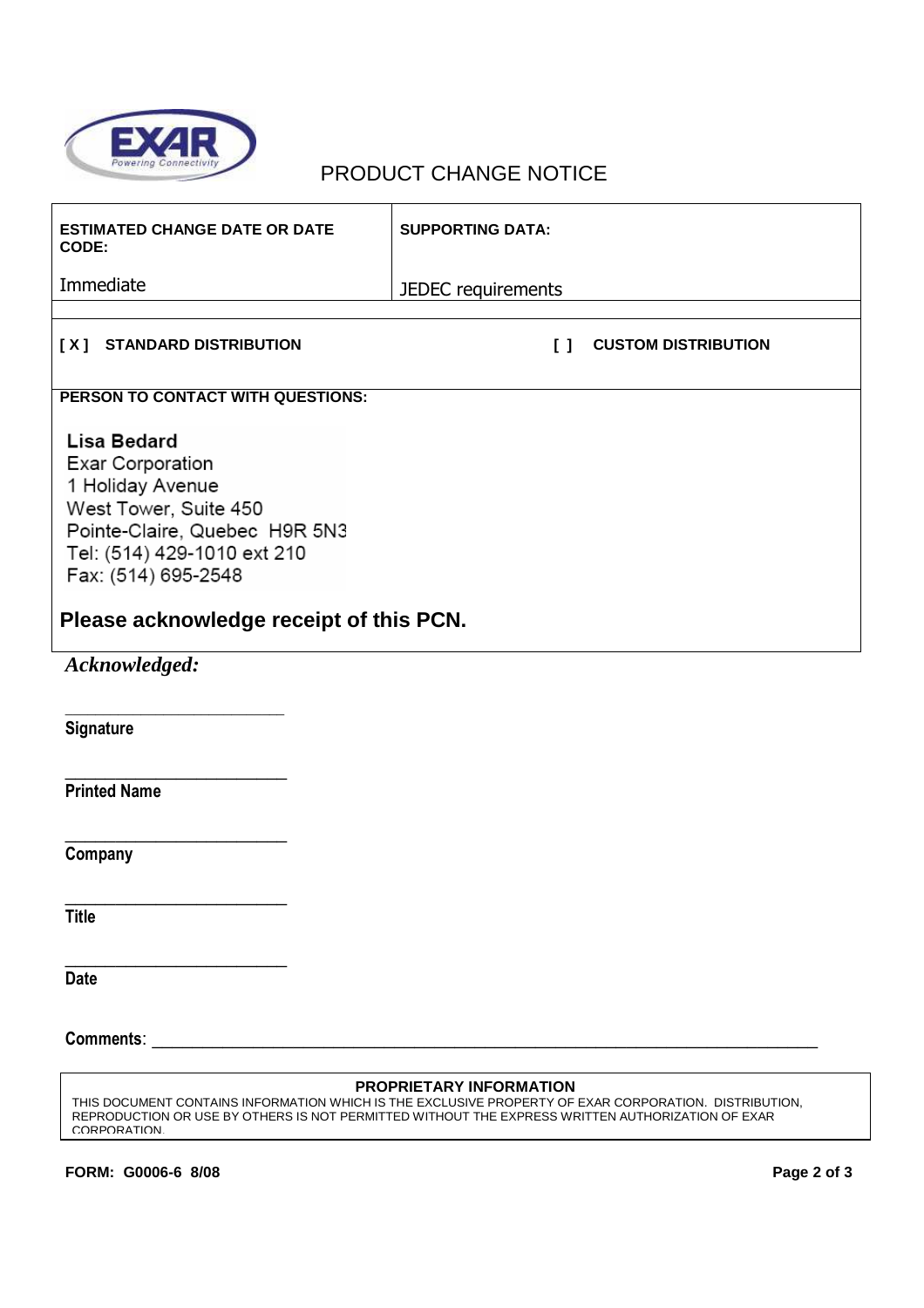EXAR Powering Connectivity

# PRODUCT CHANGE NOTICE

| **ESTIMATED CHANGE DATE OR DATE CODE:** | **SUPPORTING DATA:** |
|---|---|
| Immediate | JEDEC requirements |

**[ X ] STANDARD DISTRIBUTION** **[ ] CUSTOM DISTRIBUTION**

**PERSON TO CONTACT WITH QUESTIONS:**

**Lisa Bedard**
Exar Corporation
1 Holiday Avenue
West Tower, Suite 450
Pointe-Claire, Quebec H9R 5N3
Tel: (514) 429-1010 ext 210
Fax: (514) 695-2548

**Please acknowledge receipt of this PCN.**

***Acknowledged:***

\_\_\_\_\_\_\_\_\_\_\_\_\_\_\_\_\_\_\_\_\_\_\_\_\_\_
**Signature**

\_\_\_\_\_\_\_\_\_\_\_\_\_\_\_\_\_\_\_\_\_\_\_\_\_\_
**Printed Name**

\_\_\_\_\_\_\_\_\_\_\_\_\_\_\_\_\_\_\_\_\_\_\_\_\_\_
**Company**

\_\_\_\_\_\_\_\_\_\_\_\_\_\_\_\_\_\_\_\_\_\_\_\_\_\_
**Title**

\_\_\_\_\_\_\_\_\_\_\_\_\_\_\_\_\_\_\_\_\_\_\_\_\_\_
**Date**

**Comments**: \_\_\_\_\_\_\_\_\_\_\_\_\_\_\_\_\_\_\_\_\_\_\_\_\_\_\_\_\_\_\_\_\_\_\_\_\_\_\_\_\_\_\_\_\_\_\_\_\_\_\_\_\_\_\_\_\_\_\_\_\_\_\_\_\_\_\_\_\_\_\_\_

**PROPRIETARY INFORMATION**
THIS DOCUMENT CONTAINS INFORMATION WHICH IS THE EXCLUSIVE PROPERTY OF EXAR CORPORATION. DISTRIBUTION, REPRODUCTION OR USE BY OTHERS IS NOT PERMITTED WITHOUT THE EXPRESS WRITTEN AUTHORIZATION OF EXAR CORPORATION.

**FORM: G0006-6 8/08**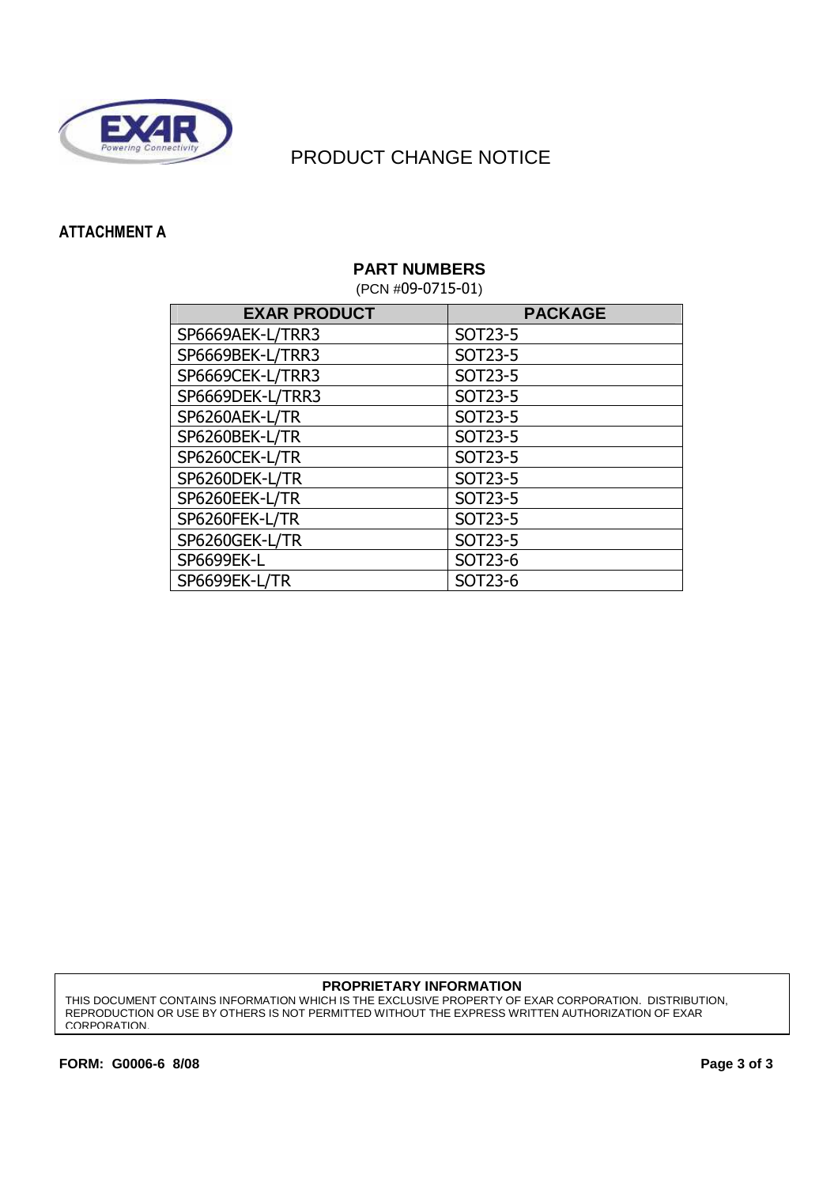# PRODUCT CHANGE NOTICE

**ATTACHMENT A**

## PART NUMBERS

(PCN #09-0715-01)

| EXAR PRODUCT | PACKAGE |
|---|---|
| SP6669AEK-L/TRR3 | SOT23-5 |
| SP6669BEK-L/TRR3 | SOT23-5 |
| SP6669CEK-L/TRR3 | SOT23-5 |
| SP6669DEK-L/TRR3 | SOT23-5 |
| SP6260AEK-L/TR | SOT23-5 |
| SP6260BEK-L/TR | SOT23-5 |
| SP6260CEK-L/TR | SOT23-5 |
| SP6260DEK-L/TR | SOT23-5 |
| SP6260EEK-L/TR | SOT23-5 |
| SP6260FEK-L/TR | SOT23-5 |
| SP6260GEK-L/TR | SOT23-5 |
| SP6699EK-L | SOT23-6 |
| SP6699EK-L/TR | SOT23-6 |

**PROPRIETARY INFORMATION**

THIS DOCUMENT CONTAINS INFORMATION WHICH IS THE EXCLUSIVE PROPERTY OF EXAR CORPORATION. DISTRIBUTION, REPRODUCTION OR USE BY OTHERS IS NOT PERMITTED WITHOUT THE EXPRESS WRITTEN AUTHORIZATION OF EXAR CORPORATION.

**FORM: G0006-6 8/08**